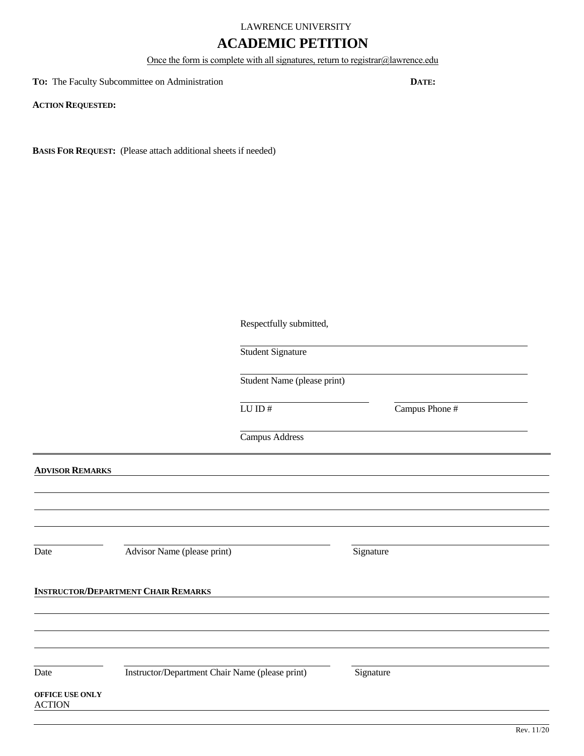LAWRENCE UNIVERSITY

# ACADEMIC PETITION

Once the form is complete with all signatures, return to registrar@lawrence.edu

**TO:** The Faculty Subcommittee on Administration **DATE:**

**ACTION REQUESTED:**

**BASIS FOR REQUEST:** (Please attach additional sheets if needed)

Respectfully submitted,

Student Signature

Student Name (please print)

LU ID # Campus Phone #

Campus Address

---

**ADVISOR REMARKS**

Date Advisor Name (please print) Signature

**INSTRUCTOR/DEPARTMENT CHAIR REMARKS**

Date Instructor/Department Chair Name (please print) Signature

**OFFICE USE ONLY**

ACTION

Rev. 11/20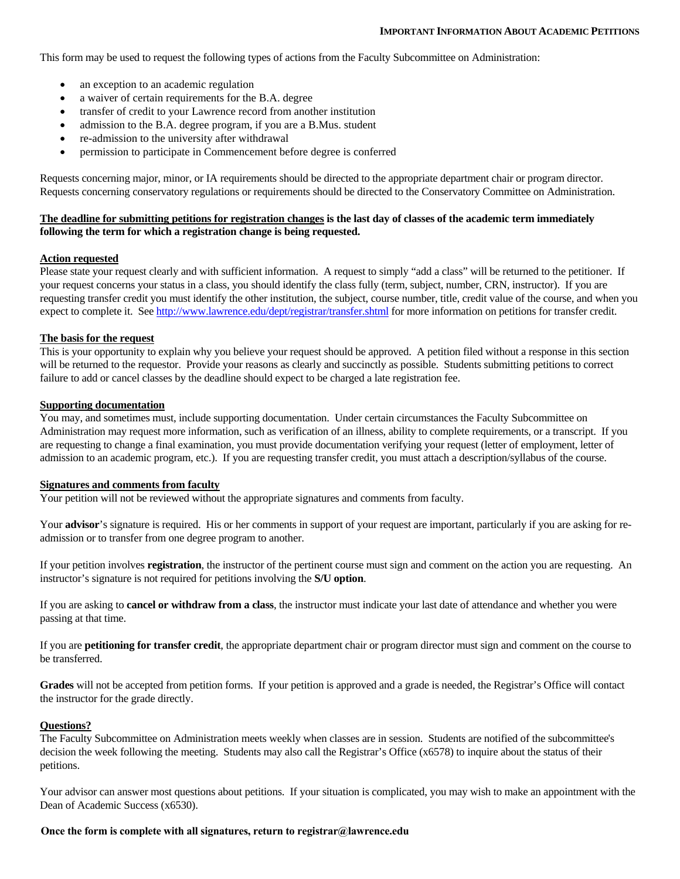# Important Information About Academic Petitions

This form may be used to request the following types of actions from the Faculty Subcommittee on Administration:

- an exception to an academic regulation
- a waiver of certain requirements for the B.A. degree
- transfer of credit to your Lawrence record from another institution
- admission to the B.A. degree program, if you are a B.Mus. student
- re-admission to the university after withdrawal
- permission to participate in Commencement before degree is conferred

Requests concerning major, minor, or IA requirements should be directed to the appropriate department chair or program director. Requests concerning conservatory regulations or requirements should be directed to the Conservatory Committee on Administration.

**The deadline for submitting petitions for registration changes is the last day of classes of the academic term immediately following the term for which a registration change is being requested.**

## Action requested

Please state your request clearly and with sufficient information. A request to simply "add a class" will be returned to the petitioner. If your request concerns your status in a class, you should identify the class fully (term, subject, number, CRN, instructor). If you are requesting transfer credit you must identify the other institution, the subject, course number, title, credit value of the course, and when you expect to complete it. See http://www.lawrence.edu/dept/registrar/transfer.shtml for more information on petitions for transfer credit.

## The basis for the request

This is your opportunity to explain why you believe your request should be approved. A petition filed without a response in this section will be returned to the requestor. Provide your reasons as clearly and succinctly as possible. Students submitting petitions to correct failure to add or cancel classes by the deadline should expect to be charged a late registration fee.

## Supporting documentation

You may, and sometimes must, include supporting documentation. Under certain circumstances the Faculty Subcommittee on Administration may request more information, such as verification of an illness, ability to complete requirements, or a transcript. If you are requesting to change a final examination, you must provide documentation verifying your request (letter of employment, letter of admission to an academic program, etc.). If you are requesting transfer credit, you must attach a description/syllabus of the course.

## Signatures and comments from faculty

Your petition will not be reviewed without the appropriate signatures and comments from faculty.

Your **advisor**'s signature is required. His or her comments in support of your request are important, particularly if you are asking for re-admission or to transfer from one degree program to another.

If your petition involves **registration**, the instructor of the pertinent course must sign and comment on the action you are requesting. An instructor's signature is not required for petitions involving the **S/U option**.

If you are asking to **cancel or withdraw from a class**, the instructor must indicate your last date of attendance and whether you were passing at that time.

If you are **petitioning for transfer credit**, the appropriate department chair or program director must sign and comment on the course to be transferred.

**Grades** will not be accepted from petition forms. If your petition is approved and a grade is needed, the Registrar's Office will contact the instructor for the grade directly.

## Questions?

The Faculty Subcommittee on Administration meets weekly when classes are in session. Students are notified of the subcommittee's decision the week following the meeting. Students may also call the Registrar's Office (x6578) to inquire about the status of their petitions.

Your advisor can answer most questions about petitions. If your situation is complicated, you may wish to make an appointment with the Dean of Academic Success (x6530).

**Once the form is complete with all signatures, return to registrar@lawrence.edu**